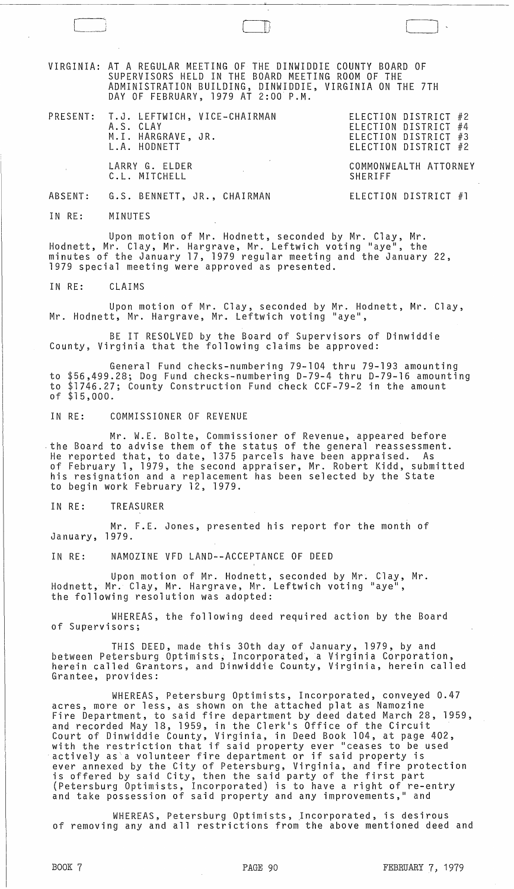VIRGINIA: AT A REGULAR MEETING OF THE DINWIDDIE COUNTY BOARD OF SUPERVISORS HELD IN THE BOARD MEETING ROOM OF THE ADMINISTRATION BUILDING, DINWIDDIE, VIRGINIA ON THE 7TH DAY OF FEBRUARY, 1979 AT 2:00 P.M.

| | | |
|---|---|---|
| PRESENT: | T.J. LEFTWICH, VICE-CHAIRMAN | ELECTION DISTRICT #2 |
| | A.S. CLAY | ELECTION DISTRICT #4 |
| | M.I. HARGRAVE, JR. | ELECTION DISTRICT #3 |
| | L.A. HODNETT | ELECTION DISTRICT #2 |
| | LARRY G. ELDER | COMMONWEALTH ATTORNEY |
| | C.L. MITCHELL | SHERIFF |
| ABSENT: | G.S. BENNETT, JR., CHAIRMAN | ELECTION DISTRICT #1 |

IN RE: MINUTES

Upon motion of Mr. Hodnett, seconded by Mr. Clay, Mr. Hodnett, Mr. Clay, Mr. Hargrave, Mr. Leftwich voting "aye", the minutes of the January 17, 1979 regular meeting and the January 22, 1979 special meeting were approved as presented.

IN RE: CLAIMS

Upon motion of Mr. Clay, seconded by Mr. Hodnett, Mr. Clay, Mr. Hodnett, Mr. Hargrave, Mr. Leftwich voting "aye",

BE IT RESOLVED by the Board of Supervisors of Dinwiddie County, Virginia that the following claims be approved:

General Fund checks-numbering 79-104 thru 79-193 amounting to $56,499.28; Dog Fund checks-numbering D-79-4 thru D-79-16 amounting to $1746.27; County Construction Fund check CCF-79-2 in the amount of $15,000.

IN RE: COMMISSIONER OF REVENUE

Mr. W.E. Bolte, Commissioner of Revenue, appeared before the Board to advise them of the status of the general reassessment. He reported that, to date, 1375 parcels have been appraised. As of February 1, 1979, the second appraiser, Mr. Robert Kidd, submitted his resignation and a replacement has been selected by the State to begin work February 12, 1979.

IN RE: TREASURER

Mr. F.E. Jones, presented his report for the month of January, 1979.

IN RE: NAMOZINE VFD LAND--ACCEPTANCE OF DEED

Upon motion of Mr. Hodnett, seconded by Mr. Clay, Mr. Hodnett, Mr. Clay, Mr. Hargrave, Mr. Leftwich voting "aye", the following resolution was adopted:

WHEREAS, the following deed required action by the Board of Supervisors;

THIS DEED, made this 30th day of January, 1979, by and between Petersburg Optimists, Incorporated, a Virginia Corporation, herein called Grantors, and Dinwiddie County, Virginia, herein called Grantee, provides:

WHEREAS, Petersburg Optimists, Incorporated, conveyed 0.47 acres, more or less, as shown on the attached plat as Namozine Fire Department, to said fire department by deed dated March 28, 1959, and recorded May 18, 1959, in the Clerk's Office of the Circuit Court of Dinwiddie County, Virginia, in Deed Book 104, at page 402, with the restriction that if said property ever "ceases to be used actively as a volunteer fire department or if said property is ever annexed by the City of Petersburg, Virginia, and fire protection is offered by said City, then the said party of the first part (Petersburg Optimists, Incorporated) is to have a right of re-entry and take possession of said property and any improvements," and

WHEREAS, Petersburg Optimists, Incorporated, is desirous of removing any and all restrictions from the above mentioned deed and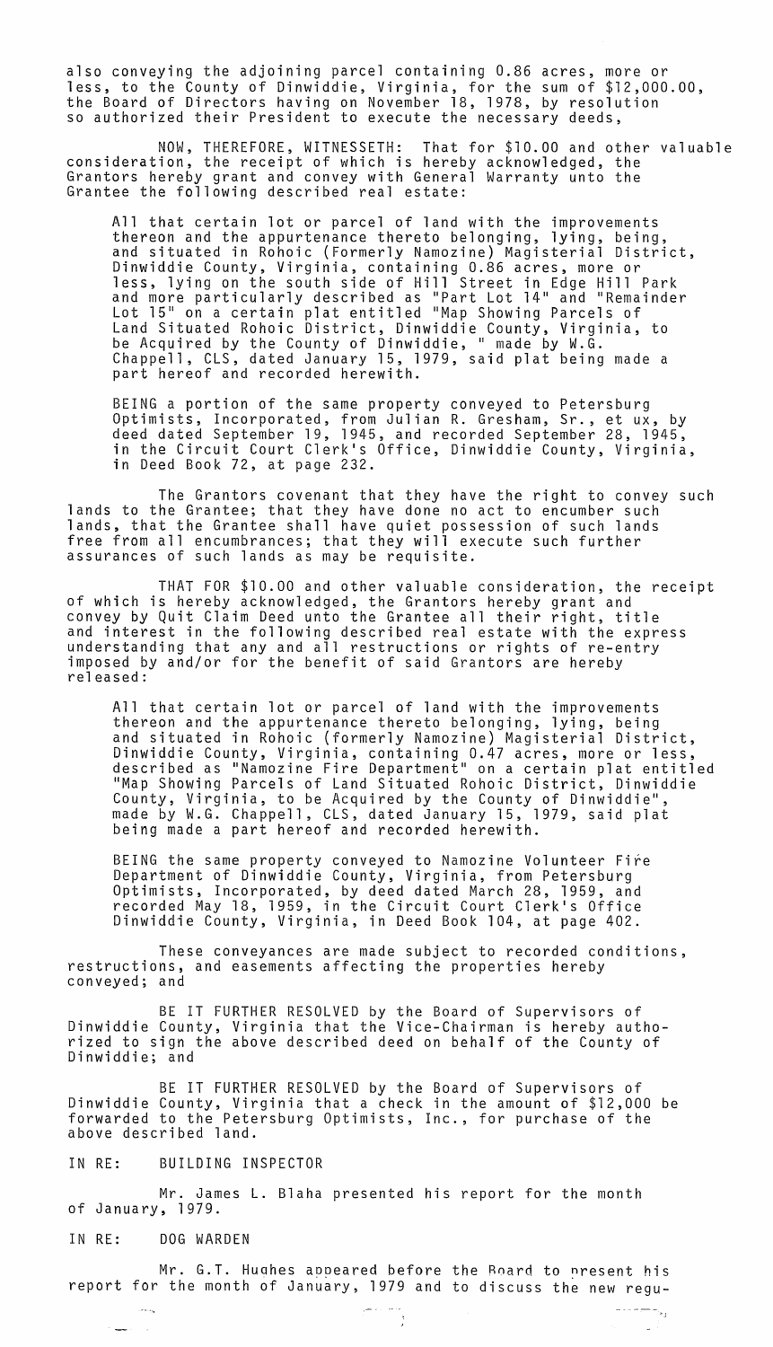also conveying the adjoining parcel containing 0.86 acres, more or less, to the County of Dinwiddie, Virginia, for the sum of $12,000.00, the Board of Directors having on November 18, 1978, by resolution so authorized their President to execute the necessary deeds,

NOW, THEREFORE, WITNESSETH: That for $10.00 and other valuable consideration, the receipt of which is hereby acknowledged, the Grantors hereby grant and convey with General Warranty unto the Grantee the following described real estate:

> All that certain lot or parcel of land with the improvements thereon and the appurtenance thereto belonging, lying, being, and situated in Rohoic (Formerly Namozine) Magisterial District, Dinwiddie County, Virginia, containing 0.86 acres, more or less, lying on the south side of Hill Street in Edge Hill Park and more particularly described as "Part Lot 14" and "Remainder Lot 15" on a certain plat entitled "Map Showing Parcels of Land Situated Rohoic District, Dinwiddie County, Virginia, to be Acquired by the County of Dinwiddie, " made by W.G. Chappell, CLS, dated January 15, 1979, said plat being made a part hereof and recorded herewith.
>
> BEING a portion of the same property conveyed to Petersburg Optimists, Incorporated, from Julian R. Gresham, Sr., et ux, by deed dated September 19, 1945, and recorded September 28, 1945, in the Circuit Court Clerk's Office, Dinwiddie County, Virginia, in Deed Book 72, at page 232.

The Grantors covenant that they have the right to convey such lands to the Grantee; that they have done no act to encumber such lands, that the Grantee shall have quiet possession of such lands free from all encumbrances; that they will execute such further assurances of such lands as may be requisite.

THAT FOR $10.00 and other valuable consideration, the receipt of which is hereby acknowledged, the Grantors hereby grant and convey by Quit Claim Deed unto the Grantee all their right, title and interest in the following described real estate with the express understanding that any and all restrictions or rights of re-entry imposed by and/or for the benefit of said Grantors are hereby released:

> All that certain lot or parcel of land with the improvements thereon and the appurtenance thereto belonging, lying, being and situated in Rohoic (formerly Namozine) Magisterial District, Dinwiddie County, Virginia, containing 0.47 acres, more or less, described as "Namozine Fire Department" on a certain plat entitled "Map Showing Parcels of Land Situated Rohoic District, Dinwiddie County, Virginia, to be Acquired by the County of Dinwiddie", made by W.G. Chappell, CLS, dated January 15, 1979, said plat being made a part hereof and recorded herewith.
>
> BEING the same property conveyed to Namozine Volunteer Fire Department of Dinwiddie County, Virginia, from Petersburg Optimists, Incorporated, by deed dated March 28, 1959, and recorded May 18, 1959, in the Circuit Court Clerk's Office Dinwiddie County, Virginia, in Deed Book 104, at page 402.

These conveyances are made subject to recorded conditions, restructions, and easements affecting the properties hereby conveyed; and

BE IT FURTHER RESOLVED by the Board of Supervisors of Dinwiddie County, Virginia that the Vice-Chairman is hereby authorized to sign the above described deed on behalf of the County of Dinwiddie; and

BE IT FURTHER RESOLVED by the Board of Supervisors of Dinwiddie County, Virginia that a check in the amount of $12,000 be forwarded to the Petersburg Optimists, Inc., for purchase of the above described land.

IN RE: BUILDING INSPECTOR

Mr. James L. Blaha presented his report for the month of January, 1979.

IN RE: DOG WARDEN

Mr. G.T. Hughes appeared before the Board to present his report for the month of January, 1979 and to discuss the new regu-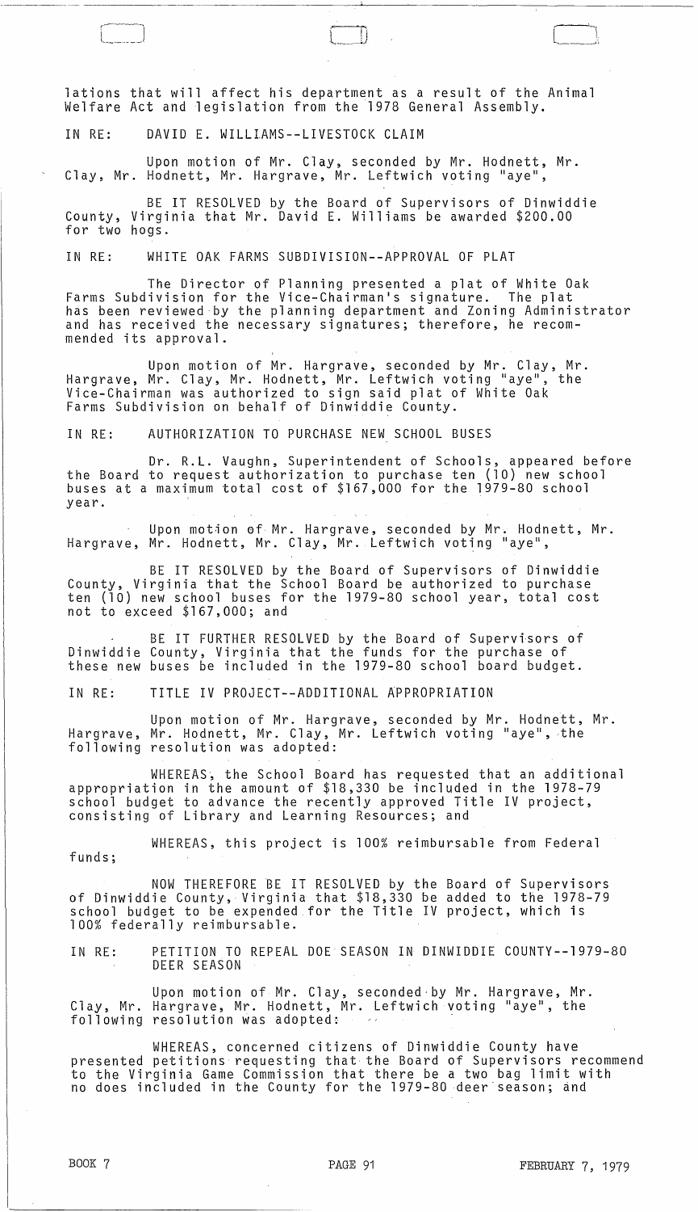lations that will affect his department as a result of the Animal Welfare Act and legislation from the 1978 General Assembly.

IN RE: DAVID E. WILLIAMS--LIVESTOCK CLAIM

Upon motion of Mr. Clay, seconded by Mr. Hodnett, Mr. Clay, Mr. Hodnett, Mr. Hargrave, Mr. Leftwich voting "aye",

BE IT RESOLVED by the Board of Supervisors of Dinwiddie County, Virginia that Mr. David E. Williams be awarded $200.00 for two hogs.

IN RE: WHITE OAK FARMS SUBDIVISION--APPROVAL OF PLAT

The Director of Planning presented a plat of White Oak Farms Subdivision for the Vice-Chairman's signature. The plat has been reviewed by the planning department and Zoning Administrator and has received the necessary signatures; therefore, he recommended its approval.

Upon motion of Mr. Hargrave, seconded by Mr. Clay, Mr. Hargrave, Mr. Clay, Mr. Hodnett, Mr. Leftwich voting "aye", the Vice-Chairman was authorized to sign said plat of White Oak Farms Subdivision on behalf of Dinwiddie County.

IN RE: AUTHORIZATION TO PURCHASE NEW SCHOOL BUSES

Dr. R.L. Vaughn, Superintendent of Schools, appeared before the Board to request authorization to purchase ten (10) new school buses at a maximum total cost of $167,000 for the 1979-80 school year.

Upon motion of Mr. Hargrave, seconded by Mr. Hodnett, Mr. Hargrave, Mr. Hodnett, Mr. Clay, Mr. Leftwich voting "aye",

BE IT RESOLVED by the Board of Supervisors of Dinwiddie County, Virginia that the School Board be authorized to purchase ten (10) new school buses for the 1979-80 school year, total cost not to exceed $167,000; and

BE IT FURTHER RESOLVED by the Board of Supervisors of Dinwiddie County, Virginia that the funds for the purchase of these new buses be included in the 1979-80 school board budget.

IN RE: TITLE IV PROJECT--ADDITIONAL APPROPRIATION

Upon motion of Mr. Hargrave, seconded by Mr. Hodnett, Mr. Hargrave, Mr. Hodnett, Mr. Clay, Mr. Leftwich voting "aye", the following resolution was adopted:

WHEREAS, the School Board has requested that an additional appropriation in the amount of $18,330 be included in the 1978-79 school budget to advance the recently approved Title IV project, consisting of Library and Learning Resources; and

WHEREAS, this project is 100% reimbursable from Federal funds;

NOW THEREFORE BE IT RESOLVED by the Board of Supervisors of Dinwiddie County, Virginia that $18,330 be added to the 1978-79 school budget to be expended for the Title IV project, which is 100% federally reimbursable.

IN RE: PETITION TO REPEAL DOE SEASON IN DINWIDDIE COUNTY--1979-80 DEER SEASON

Upon motion of Mr. Clay, seconded by Mr. Hargrave, Mr. Clay, Mr. Hargrave, Mr. Hodnett, Mr. Leftwich voting "aye", the following resolution was adopted:

WHEREAS, concerned citizens of Dinwiddie County have presented petitions requesting that the Board of Supervisors recommend to the Virginia Game Commission that there be a two bag limit with no does included in the County for the 1979-80 deer season; and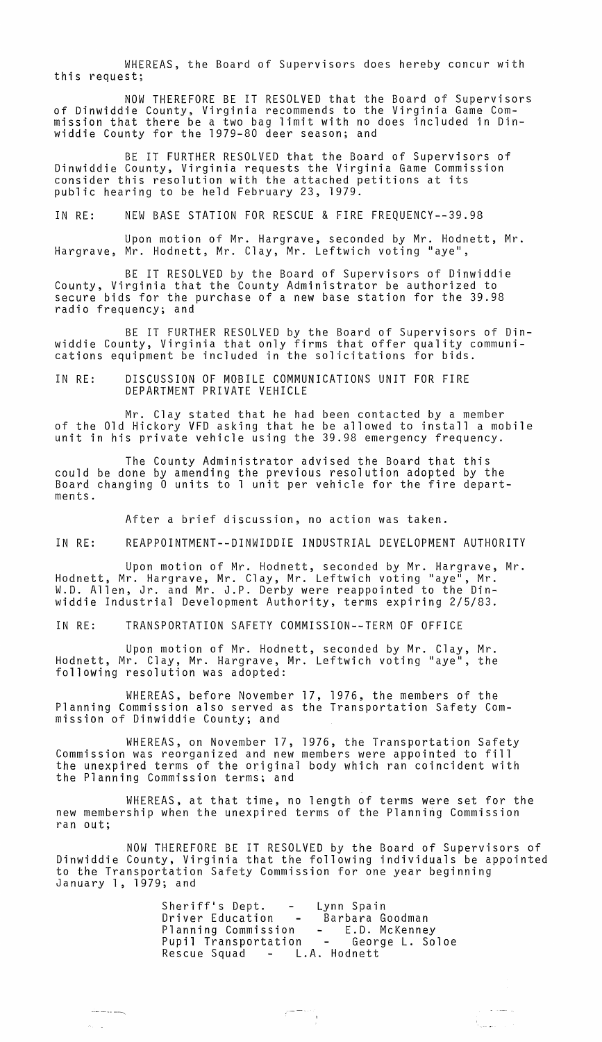WHEREAS, the Board of Supervisors does hereby concur with this request;

NOW THEREFORE BE IT RESOLVED that the Board of Supervisors of Dinwiddie County, Virginia recommends to the Virginia Game Commission that there be a two bag limit with no does included in Dinwiddie County for the 1979-80 deer season; and

BE IT FURTHER RESOLVED that the Board of Supervisors of Dinwiddie County, Virginia requests the Virginia Game Commission consider this resolution with the attached petitions at its public hearing to be held February 23, 1979.

IN RE: NEW BASE STATION FOR RESCUE & FIRE FREQUENCY--39.98

Upon motion of Mr. Hargrave, seconded by Mr. Hodnett, Mr. Hargrave, Mr. Hodnett, Mr. Clay, Mr. Leftwich voting "aye",

BE IT RESOLVED by the Board of Supervisors of Dinwiddie County, Virginia that the County Administrator be authorized to secure bids for the purchase of a new base station for the 39.98 radio frequency; and

BE IT FURTHER RESOLVED by the Board of Supervisors of Dinwiddie County, Virginia that only firms that offer quality communications equipment be included in the solicitations for bids.

IN RE: DISCUSSION OF MOBILE COMMUNICATIONS UNIT FOR FIRE DEPARTMENT PRIVATE VEHICLE

Mr. Clay stated that he had been contacted by a member of the Old Hickory VFD asking that he be allowed to install a mobile unit in his private vehicle using the 39.98 emergency frequency.

The County Administrator advised the Board that this could be done by amending the previous resolution adopted by the Board changing 0 units to 1 unit per vehicle for the fire departments.

After a brief discussion, no action was taken.

IN RE: REAPPOINTMENT--DINWIDDIE INDUSTRIAL DEVELOPMENT AUTHORITY

Upon motion of Mr. Hodnett, seconded by Mr. Hargrave, Mr. Hodnett, Mr. Hargrave, Mr. Clay, Mr. Leftwich voting "aye", Mr. W.D. Allen, Jr. and Mr. J.P. Derby were reappointed to the Dinwiddie Industrial Development Authority, terms expiring 2/5/83.

IN RE: TRANSPORTATION SAFETY COMMISSION--TERM OF OFFICE

Upon motion of Mr. Hodnett, seconded by Mr. Clay, Mr. Hodnett, Mr. Clay, Mr. Hargrave, Mr. Leftwich voting "aye", the following resolution was adopted:

WHEREAS, before November 17, 1976, the members of the Planning Commission also served as the Transportation Safety Commission of Dinwiddie County; and

WHEREAS, on November 17, 1976, the Transportation Safety Commission was reorganized and new members were appointed to fill the unexpired terms of the original body which ran coincident with the Planning Commission terms; and

WHEREAS, at that time, no length of terms were set for the new membership when the unexpired terms of the Planning Commission ran out;

NOW THEREFORE BE IT RESOLVED by the Board of Supervisors of Dinwiddie County, Virginia that the following individuals be appointed to the Transportation Safety Commission for one year beginning January 1, 1979; and

Sheriff's Dept. - Lynn Spain
Driver Education - Barbara Goodman
Planning Commission - E.D. McKenney
Pupil Transportation - George L. Soloe
Rescue Squad - L.A. Hodnett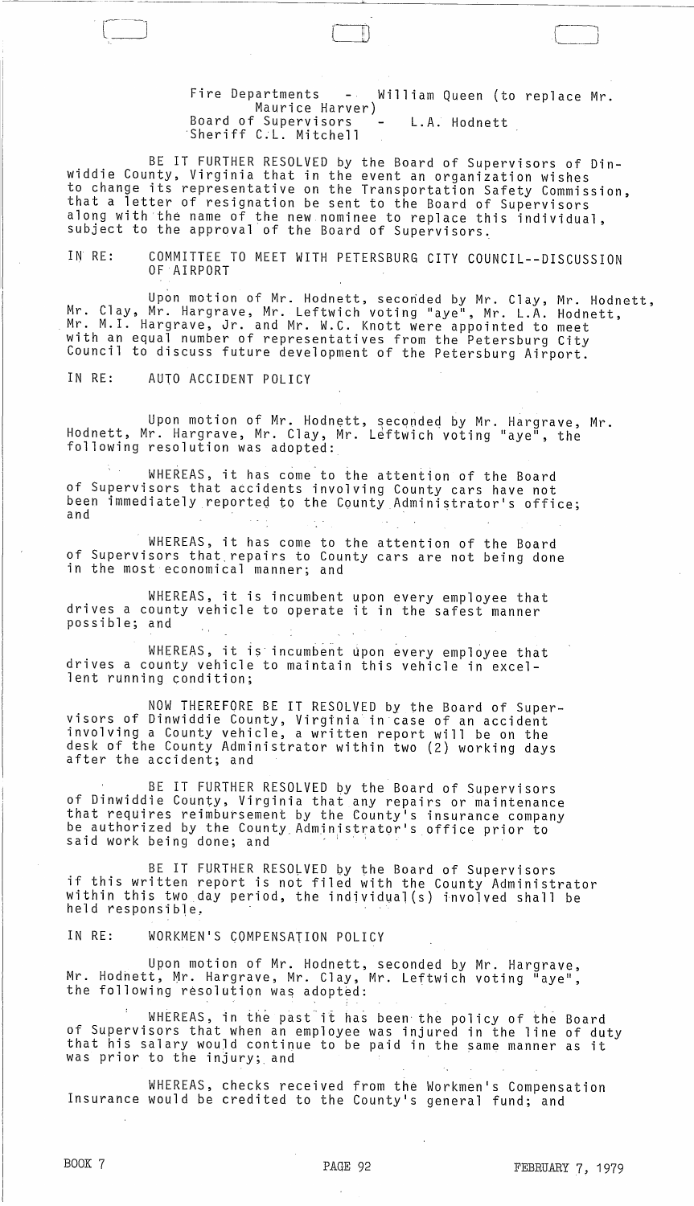Fire Departments - William Queen (to replace Mr. Maurice Harver)
Board of Supervisors - L.A. Hodnett
Sheriff C.L. Mitchell

BE IT FURTHER RESOLVED by the Board of Supervisors of Dinwiddie County, Virginia that in the event an organization wishes to change its representative on the Transportation Safety Commission, that a letter of resignation be sent to the Board of Supervisors along with the name of the new nominee to replace this individual, subject to the approval of the Board of Supervisors.

IN RE: COMMITTEE TO MEET WITH PETERSBURG CITY COUNCIL--DISCUSSION OF AIRPORT

Upon motion of Mr. Hodnett, seconded by Mr. Clay, Mr. Hodnett, Mr. Clay, Mr. Hargrave, Mr. Leftwich voting "aye", Mr. L.A. Hodnett, Mr. M.I. Hargrave, Jr. and Mr. W.C. Knott were appointed to meet with an equal number of representatives from the Petersburg City Council to discuss future development of the Petersburg Airport.

IN RE: AUTO ACCIDENT POLICY

Upon motion of Mr. Hodnett, seconded by Mr. Hargrave, Mr. Hodnett, Mr. Hargrave, Mr. Clay, Mr. Leftwich voting "aye", the following resolution was adopted:

WHEREAS, it has come to the attention of the Board of Supervisors that accidents involving County cars have not been immediately reported to the County Administrator's office; and

WHEREAS, it has come to the attention of the Board of Supervisors that repairs to County cars are not being done in the most economical manner; and

WHEREAS, it is incumbent upon every employee that drives a county vehicle to operate it in the safest manner possible; and

WHEREAS, it is incumbent upon every employee that drives a county vehicle to maintain this vehicle in excellent running condition;

NOW THEREFORE BE IT RESOLVED by the Board of Supervisors of Dinwiddie County, Virginia in case of an accident involving a County vehicle, a written report will be on the desk of the County Administrator within two (2) working days after the accident; and

BE IT FURTHER RESOLVED by the Board of Supervisors of Dinwiddie County, Virginia that any repairs or maintenance that requires reimbursement by the County's insurance company be authorized by the County Administrator's office prior to said work being done; and

BE IT FURTHER RESOLVED by the Board of Supervisors if this written report is not filed with the County Administrator within this two day period, the individual(s) involved shall be held responsible.

IN RE: WORKMEN'S COMPENSATION POLICY

Upon motion of Mr. Hodnett, seconded by Mr. Hargrave, Mr. Hodnett, Mr. Hargrave, Mr. Clay, Mr. Leftwich voting "aye", the following resolution was adopted:

WHEREAS, in the past it has been the policy of the Board of Supervisors that when an employee was injured in the line of duty that his salary would continue to be paid in the same manner as it was prior to the injury; and

WHEREAS, checks received from the Workmen's Compensation Insurance would be credited to the County's general fund; and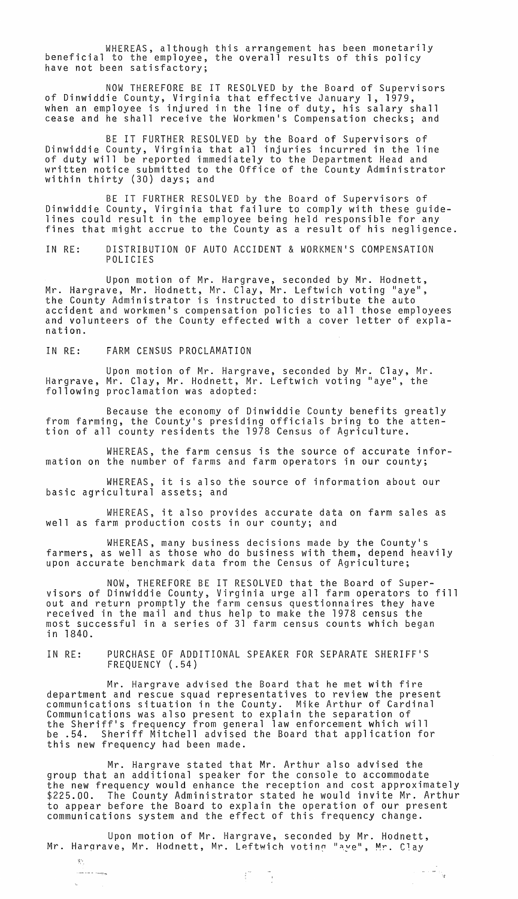WHEREAS, although this arrangement has been monetarily beneficial to the employee, the overall results of this policy have not been satisfactory;

NOW THEREFORE BE IT RESOLVED by the Board of Supervisors of Dinwiddie County, Virginia that effective January 1, 1979, when an employee is injured in the line of duty, his salary shall cease and he shall receive the Workmen's Compensation checks; and

BE IT FURTHER RESOLVED by the Board of Supervisors of Dinwiddie County, Virginia that all injuries incurred in the line of duty will be reported immediately to the Department Head and written notice submitted to the Office of the County Administrator within thirty (30) days; and

BE IT FURTHER RESOLVED by the Board of Supervisors of Dinwiddie County, Virginia that failure to comply with these guidelines could result in the employee being held responsible for any fines that might accrue to the County as a result of his negligence.

IN RE: DISTRIBUTION OF AUTO ACCIDENT & WORKMEN'S COMPENSATION POLICIES

Upon motion of Mr. Hargrave, seconded by Mr. Hodnett, Mr. Hargrave, Mr. Hodnett, Mr. Clay, Mr. Leftwich voting "aye", the County Administrator is instructed to distribute the auto accident and workmen's compensation policies to all those employees and volunteers of the County effected with a cover letter of explanation.

IN RE: FARM CENSUS PROCLAMATION

Upon motion of Mr. Hargrave, seconded by Mr. Clay, Mr. Hargrave, Mr. Clay, Mr. Hodnett, Mr. Leftwich voting "aye", the following proclamation was adopted:

Because the economy of Dinwiddie County benefits greatly from farming, the County's presiding officials bring to the attention of all county residents the 1978 Census of Agriculture.

WHEREAS, the farm census is the source of accurate information on the number of farms and farm operators in our county;

WHEREAS, it is also the source of information about our basic agricultural assets; and

WHEREAS, it also provides accurate data on farm sales as well as farm production costs in our county; and

WHEREAS, many business decisions made by the County's farmers, as well as those who do business with them, depend heavily upon accurate benchmark data from the Census of Agriculture;

NOW, THEREFORE BE IT RESOLVED that the Board of Supervisors of Dinwiddie County, Virginia urge all farm operators to fill out and return promptly the farm census questionnaires they have received in the mail and thus help to make the 1978 census the most successful in a series of 31 farm census counts which began in 1840.

IN RE: PURCHASE OF ADDITIONAL SPEAKER FOR SEPARATE SHERIFF'S FREQUENCY (.54)

Mr. Hargrave advised the Board that he met with fire department and rescue squad representatives to review the present communications situation in the County. Mike Arthur of Cardinal Communications was also present to explain the separation of the Sheriff's frequency from general law enforcement which will be .54. Sheriff Mitchell advised the Board that application for this new frequency had been made.

Mr. Hargrave stated that Mr. Arthur also advised the group that an additional speaker for the console to accommodate the new frequency would enhance the reception and cost approximately $225.00. The County Administrator stated he would invite Mr. Arthur to appear before the Board to explain the operation of our present communications system and the effect of this frequency change.

Upon motion of Mr. Hargrave, seconded by Mr. Hodnett, Mr. Hargrave, Mr. Hodnett, Mr. Leftwich voting "aye", Mr. Clay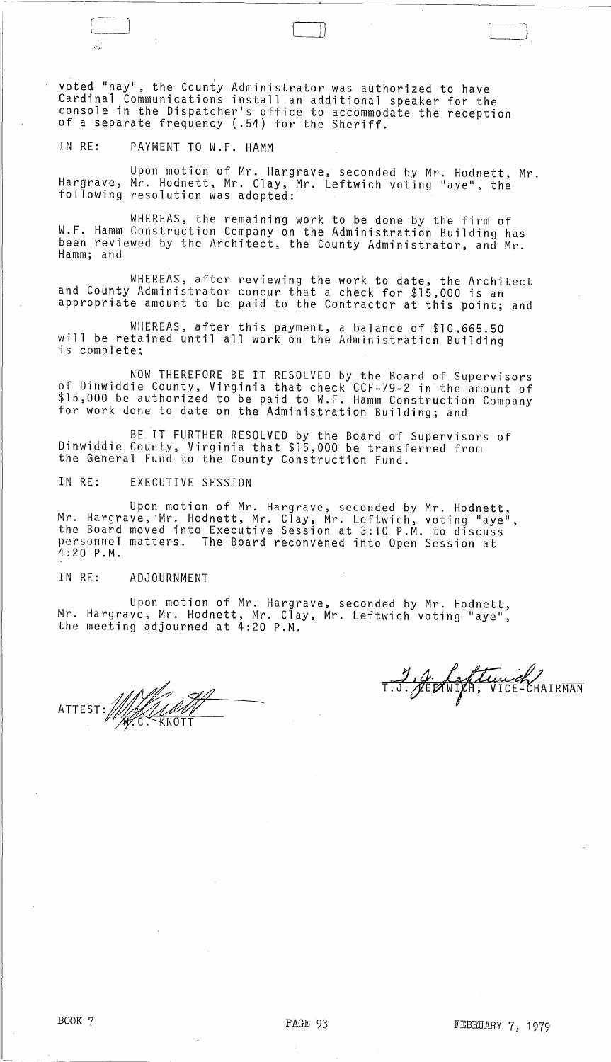voted "nay", the County Administrator was authorized to have Cardinal Communications install an additional speaker for the console in the Dispatcher's office to accommodate the reception of a separate frequency (.54) for the Sheriff.

IN RE: PAYMENT TO W.F. HAMM

Upon motion of Mr. Hargrave, seconded by Mr. Hodnett, Mr. Hargrave, Mr. Hodnett, Mr. Clay, Mr. Leftwich voting "aye", the following resolution was adopted:

WHEREAS, the remaining work to be done by the firm of W.F. Hamm Construction Company on the Administration Building has been reviewed by the Architect, the County Administrator, and Mr. Hamm; and

WHEREAS, after reviewing the work to date, the Architect and County Administrator concur that a check for $15,000 is an appropriate amount to be paid to the Contractor at this point; and

WHEREAS, after this payment, a balance of $10,665.50 will be retained until all work on the Administration Building is complete;

NOW THEREFORE BE IT RESOLVED by the Board of Supervisors of Dinwiddie County, Virginia that check CCF-79-2 in the amount of $15,000 be authorized to be paid to W.F. Hamm Construction Company for work done to date on the Administration Building; and

BE IT FURTHER RESOLVED by the Board of Supervisors of Dinwiddie County, Virginia that $15,000 be transferred from the General Fund to the County Construction Fund.

IN RE: EXECUTIVE SESSION

Upon motion of Mr. Hargrave, seconded by Mr. Hodnett, Mr. Hargrave, Mr. Hodnett, Mr. Clay, Mr. Leftwich, voting "aye", the Board moved into Executive Session at 3:10 P.M. to discuss personnel matters. The Board reconvened into Open Session at 4:20 P.M.

IN RE: ADJOURNMENT

Upon motion of Mr. Hargrave, seconded by Mr. Hodnett, Mr. Hargrave, Mr. Hodnett, Mr. Clay, Mr. Leftwich voting "aye", the meeting adjourned at 4:20 P.M.

T.J. LEFTWICH, VICE-CHAIRMAN

ATTEST: W.C. KNOTT

BOOK 7 PAGE 93 FEBRUARY 7, 1979